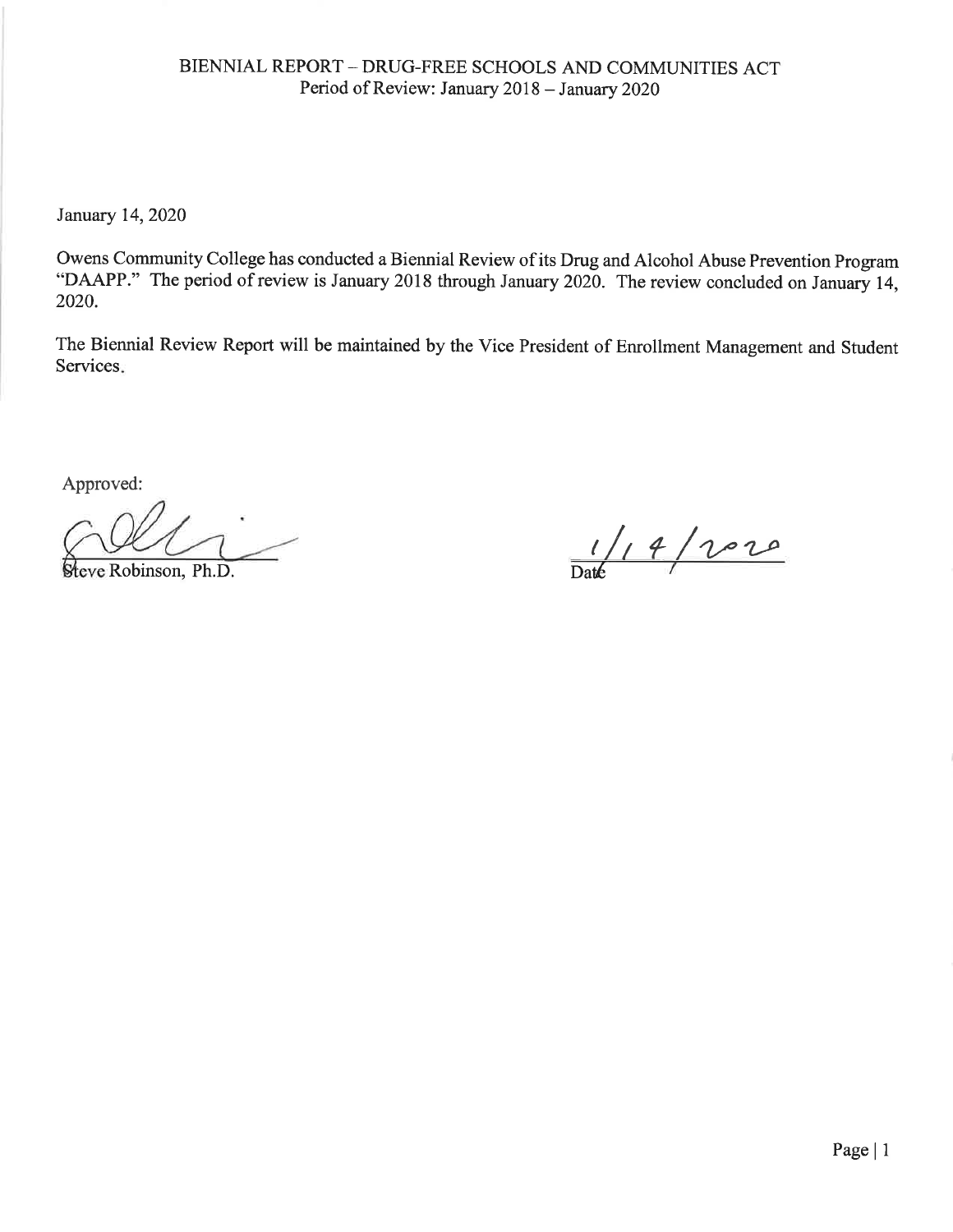BIENNIAL REPORT – DRUG-FREE SCHOOLS AND COMMUNITIES ACT
Period of Review: January 2018 – January 2020

January 14, 2020

Owens Community College has conducted a Biennial Review of its Drug and Alcohol Abuse Prevention Program "DAAPP." The period of review is January 2018 through January 2020. The review concluded on January 14, 2020.

The Biennial Review Report will be maintained by the Vice President of Enrollment Management and Student Services.

Approved:

Steve Robinson, Ph.D.

1/14/2020
Date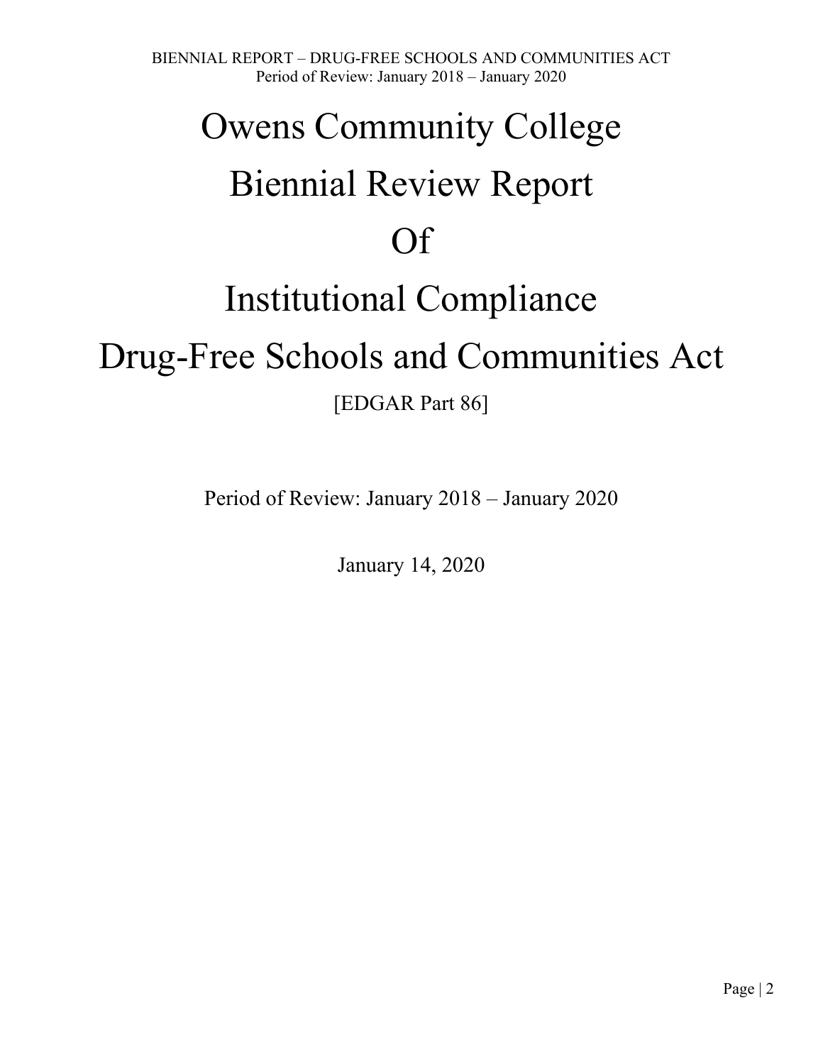# Owens Community College

# Biennial Review Report

# Of

# Institutional Compliance

# Drug-Free Schools and Communities Act

[EDGAR Part 86]

Period of Review: January 2018 – January 2020

January 14, 2020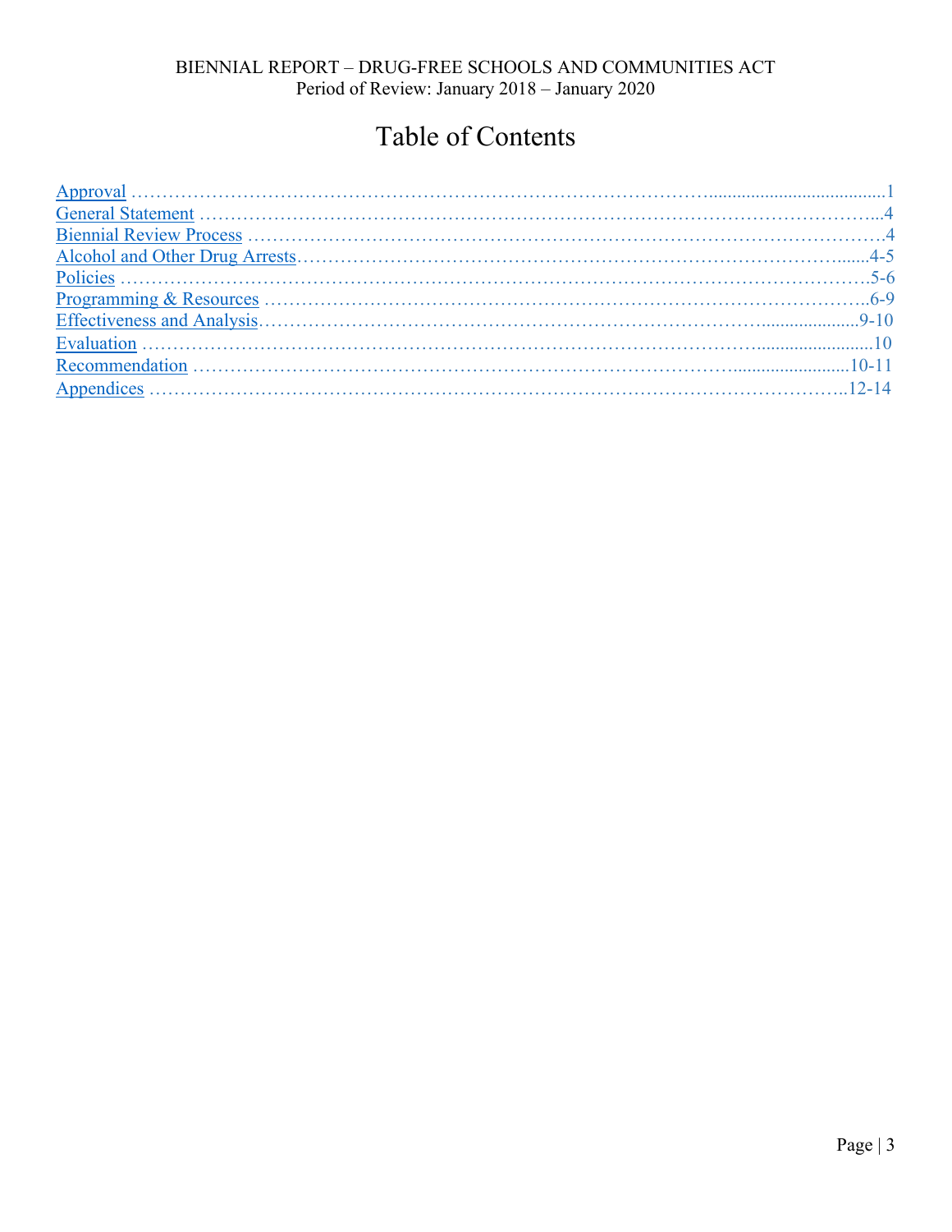BIENNIAL REPORT – DRUG-FREE SCHOOLS AND COMMUNITIES ACT
Period of Review: January 2018 – January 2020

# Table of Contents

Approval ........................................................................................................1
General Statement ..........................................................................................4
Biennial Review Process ..................................................................................4
Alcohol and Other Drug Arrests ......................................................................4-5
Policies ..........................................................................................................5-6
Programming & Resources ..............................................................................6-9
Effectiveness and Analysis ..............................................................................9-10
Evaluation .....................................................................................................10
Recommendation ............................................................................................10-11
Appendices ....................................................................................................12-14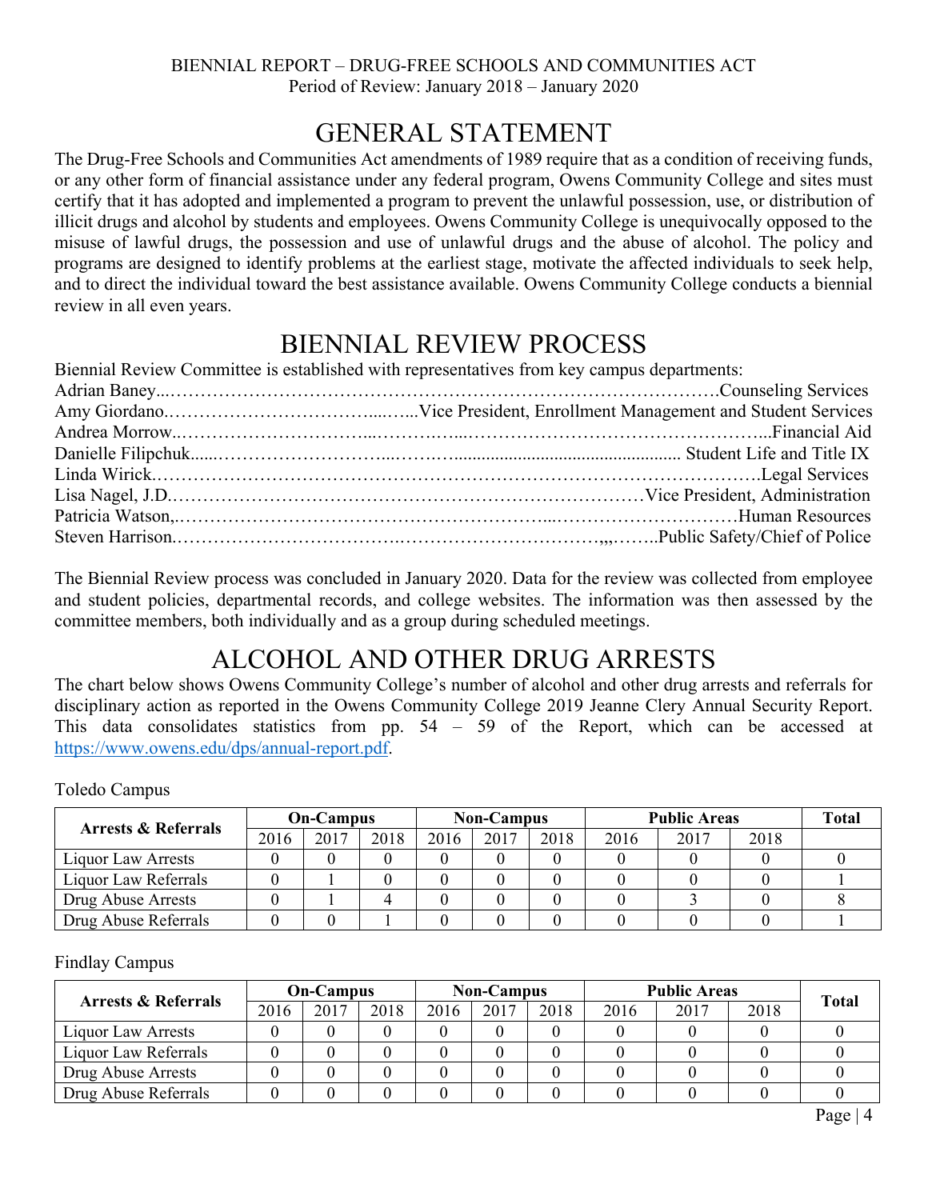BIENNIAL REPORT – DRUG-FREE SCHOOLS AND COMMUNITIES ACT
Period of Review: January 2018 – January 2020

# GENERAL STATEMENT

The Drug-Free Schools and Communities Act amendments of 1989 require that as a condition of receiving funds, or any other form of financial assistance under any federal program, Owens Community College and sites must certify that it has adopted and implemented a program to prevent the unlawful possession, use, or distribution of illicit drugs and alcohol by students and employees. Owens Community College is unequivocally opposed to the misuse of lawful drugs, the possession and use of unlawful drugs and the abuse of alcohol. The policy and programs are designed to identify problems at the earliest stage, motivate the affected individuals to seek help, and to direct the individual toward the best assistance available. Owens Community College conducts a biennial review in all even years.

# BIENNIAL REVIEW PROCESS

Biennial Review Committee is established with representatives from key campus departments:

Adrian Baney....................Counseling Services
Amy Giordano....................Vice President, Enrollment Management and Student Services
Andrea Morrow....................Financial Aid
Danielle Filipchuk....................Student Life and Title IX
Linda Wirick....................Legal Services
Lisa Nagel, J.D....................Vice President, Administration
Patricia Watson,....................Human Resources
Steven Harrison....................Public Safety/Chief of Police

The Biennial Review process was concluded in January 2020. Data for the review was collected from employee and student policies, departmental records, and college websites. The information was then assessed by the committee members, both individually and as a group during scheduled meetings.

# ALCOHOL AND OTHER DRUG ARRESTS

The chart below shows Owens Community College's number of alcohol and other drug arrests and referrals for disciplinary action as reported in the Owens Community College 2019 Jeanne Clery Annual Security Report. This data consolidates statistics from pp. 54 – 59 of the Report, which can be accessed at https://www.owens.edu/dps/annual-report.pdf.

Toledo Campus

| Arrests & Referrals | On-Campus | | | Non-Campus | | | Public Areas | | | Total |
|---|---|---|---|---|---|---|---|---|---|---|
| | 2016 | 2017 | 2018 | 2016 | 2017 | 2018 | 2016 | 2017 | 2018 | |
| Liquor Law Arrests | 0 | 0 | 0 | 0 | 0 | 0 | 0 | 0 | 0 | 0 |
| Liquor Law Referrals | 0 | 1 | 0 | 0 | 0 | 0 | 0 | 0 | 0 | 1 |
| Drug Abuse Arrests | 0 | 1 | 4 | 0 | 0 | 0 | 0 | 3 | 0 | 8 |
| Drug Abuse Referrals | 0 | 0 | 1 | 0 | 0 | 0 | 0 | 0 | 0 | 1 |

Findlay Campus

| Arrests & Referrals | On-Campus | | | Non-Campus | | | Public Areas | | | Total |
|---|---|---|---|---|---|---|---|---|---|---|
| | 2016 | 2017 | 2018 | 2016 | 2017 | 2018 | 2016 | 2017 | 2018 | |
| Liquor Law Arrests | 0 | 0 | 0 | 0 | 0 | 0 | 0 | 0 | 0 | 0 |
| Liquor Law Referrals | 0 | 0 | 0 | 0 | 0 | 0 | 0 | 0 | 0 | 0 |
| Drug Abuse Arrests | 0 | 0 | 0 | 0 | 0 | 0 | 0 | 0 | 0 | 0 |
| Drug Abuse Referrals | 0 | 0 | 0 | 0 | 0 | 0 | 0 | 0 | 0 | 0 |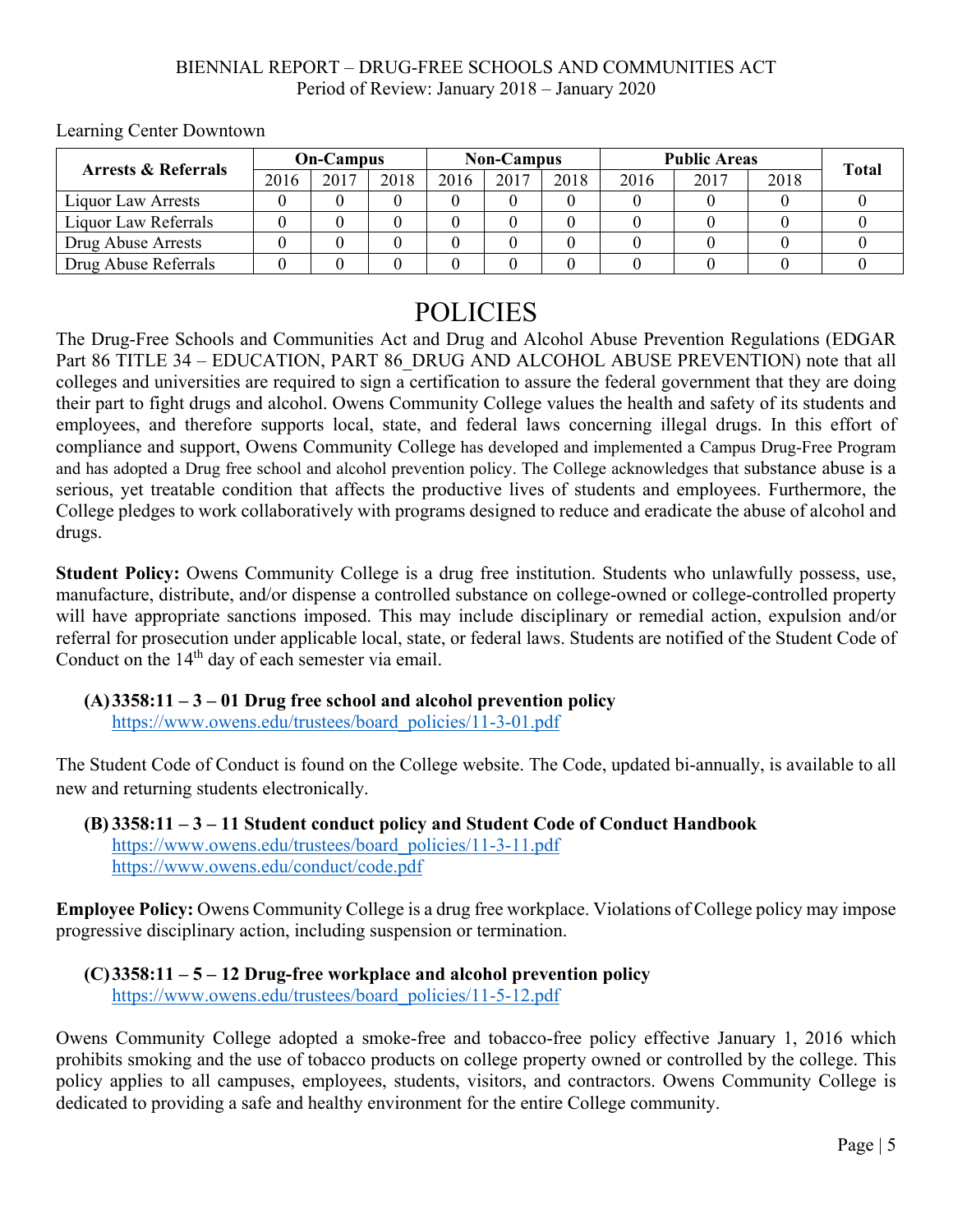Learning Center Downtown

| Arrests & Referrals | On-Campus | | | Non-Campus | | | Public Areas | | | Total |
|---|---|---|---|---|---|---|---|---|---|---|
| | 2016 | 2017 | 2018 | 2016 | 2017 | 2018 | 2016 | 2017 | 2018 | |
| Liquor Law Arrests | 0 | 0 | 0 | 0 | 0 | 0 | 0 | 0 | 0 | 0 |
| Liquor Law Referrals | 0 | 0 | 0 | 0 | 0 | 0 | 0 | 0 | 0 | 0 |
| Drug Abuse Arrests | 0 | 0 | 0 | 0 | 0 | 0 | 0 | 0 | 0 | 0 |
| Drug Abuse Referrals | 0 | 0 | 0 | 0 | 0 | 0 | 0 | 0 | 0 | 0 |

# POLICIES

The Drug-Free Schools and Communities Act and Drug and Alcohol Abuse Prevention Regulations (EDGAR Part 86 TITLE 34 – EDUCATION, PART 86_DRUG AND ALCOHOL ABUSE PREVENTION) note that all colleges and universities are required to sign a certification to assure the federal government that they are doing their part to fight drugs and alcohol. Owens Community College values the health and safety of its students and employees, and therefore supports local, state, and federal laws concerning illegal drugs. In this effort of compliance and support, Owens Community College has developed and implemented a Campus Drug-Free Program and has adopted a Drug free school and alcohol prevention policy. The College acknowledges that substance abuse is a serious, yet treatable condition that affects the productive lives of students and employees. Furthermore, the College pledges to work collaboratively with programs designed to reduce and eradicate the abuse of alcohol and drugs.

**Student Policy:** Owens Community College is a drug free institution. Students who unlawfully possess, use, manufacture, distribute, and/or dispense a controlled substance on college-owned or college-controlled property will have appropriate sanctions imposed. This may include disciplinary or remedial action, expulsion and/or referral for prosecution under applicable local, state, or federal laws. Students are notified of the Student Code of Conduct on the 14th day of each semester via email.

**(A) 3358:11 – 3 – 01 Drug free school and alcohol prevention policy**
https://www.owens.edu/trustees/board_policies/11-3-01.pdf

The Student Code of Conduct is found on the College website. The Code, updated bi-annually, is available to all new and returning students electronically.

**(B) 3358:11 – 3 – 11 Student conduct policy and Student Code of Conduct Handbook**
https://www.owens.edu/trustees/board_policies/11-3-11.pdf
https://www.owens.edu/conduct/code.pdf

**Employee Policy:** Owens Community College is a drug free workplace. Violations of College policy may impose progressive disciplinary action, including suspension or termination.

**(C) 3358:11 – 5 – 12 Drug-free workplace and alcohol prevention policy**
https://www.owens.edu/trustees/board_policies/11-5-12.pdf

Owens Community College adopted a smoke-free and tobacco-free policy effective January 1, 2016 which prohibits smoking and the use of tobacco products on college property owned or controlled by the college. This policy applies to all campuses, employees, students, visitors, and contractors. Owens Community College is dedicated to providing a safe and healthy environment for the entire College community.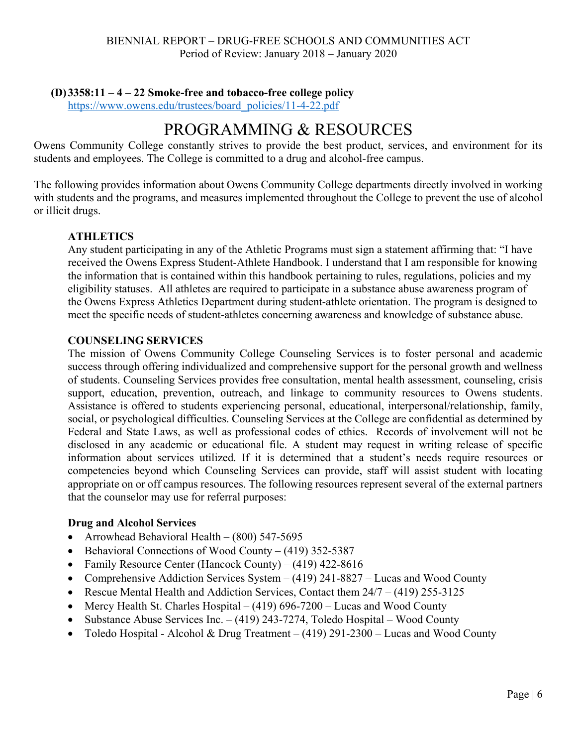**(D) 3358:11 – 4 – 22 Smoke-free and tobacco-free college policy**
https://www.owens.edu/trustees/board_policies/11-4-22.pdf

# PROGRAMMING & RESOURCES

Owens Community College constantly strives to provide the best product, services, and environment for its students and employees. The College is committed to a drug and alcohol-free campus.

The following provides information about Owens Community College departments directly involved in working with students and the programs, and measures implemented throughout the College to prevent the use of alcohol or illicit drugs.

### ATHLETICS

Any student participating in any of the Athletic Programs must sign a statement affirming that: "I have received the Owens Express Student-Athlete Handbook. I understand that I am responsible for knowing the information that is contained within this handbook pertaining to rules, regulations, policies and my eligibility statuses. All athletes are required to participate in a substance abuse awareness program of the Owens Express Athletics Department during student-athlete orientation. The program is designed to meet the specific needs of student-athletes concerning awareness and knowledge of substance abuse.

### COUNSELING SERVICES

The mission of Owens Community College Counseling Services is to foster personal and academic success through offering individualized and comprehensive support for the personal growth and wellness of students. Counseling Services provides free consultation, mental health assessment, counseling, crisis support, education, prevention, outreach, and linkage to community resources to Owens students. Assistance is offered to students experiencing personal, educational, interpersonal/relationship, family, social, or psychological difficulties. Counseling Services at the College are confidential as determined by Federal and State Laws, as well as professional codes of ethics. Records of involvement will not be disclosed in any academic or educational file. A student may request in writing release of specific information about services utilized. If it is determined that a student's needs require resources or competencies beyond which Counseling Services can provide, staff will assist student with locating appropriate on or off campus resources. The following resources represent several of the external partners that the counselor may use for referral purposes:

**Drug and Alcohol Services**

- Arrowhead Behavioral Health – (800) 547-5695
- Behavioral Connections of Wood County – (419) 352-5387
- Family Resource Center (Hancock County) – (419) 422-8616
- Comprehensive Addiction Services System – (419) 241-8827 – Lucas and Wood County
- Rescue Mental Health and Addiction Services, Contact them 24/7 – (419) 255-3125
- Mercy Health St. Charles Hospital – (419) 696-7200 – Lucas and Wood County
- Substance Abuse Services Inc. – (419) 243-7274, Toledo Hospital – Wood County
- Toledo Hospital - Alcohol & Drug Treatment – (419) 291-2300 – Lucas and Wood County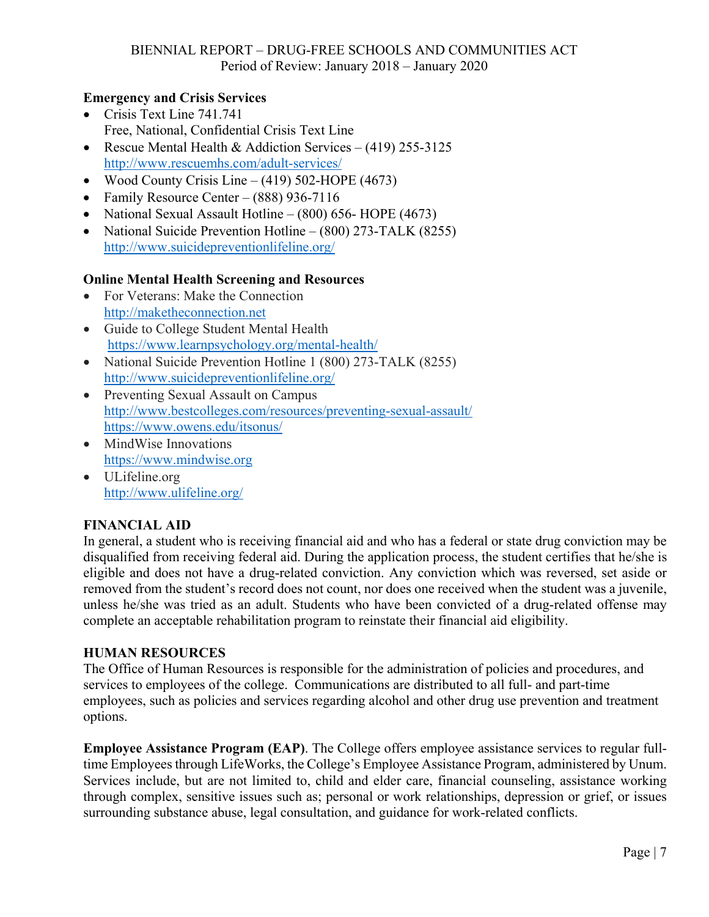**Emergency and Crisis Services**

- Crisis Text Line 741.741
  Free, National, Confidential Crisis Text Line
- Rescue Mental Health & Addiction Services – (419) 255-3125
  http://www.rescuemhs.com/adult-services/
- Wood County Crisis Line – (419) 502-HOPE (4673)
- Family Resource Center – (888) 936-7116
- National Sexual Assault Hotline – (800) 656- HOPE (4673)
- National Suicide Prevention Hotline – (800) 273-TALK (8255)
  http://www.suicidepreventionlifeline.org/

**Online Mental Health Screening and Resources**

- For Veterans: Make the Connection
  http://maketheconnection.net
- Guide to College Student Mental Health
  https://www.learnpsychology.org/mental-health/
- National Suicide Prevention Hotline 1 (800) 273-TALK (8255)
  http://www.suicidepreventionlifeline.org/
- Preventing Sexual Assault on Campus
  http://www.bestcolleges.com/resources/preventing-sexual-assault/
  https://www.owens.edu/itsonus/
- MindWise Innovations
  https://www.mindwise.org
- ULifeline.org
  http://www.ulifeline.org/

## FINANCIAL AID

In general, a student who is receiving financial aid and who has a federal or state drug conviction may be disqualified from receiving federal aid. During the application process, the student certifies that he/she is eligible and does not have a drug-related conviction. Any conviction which was reversed, set aside or removed from the student's record does not count, nor does one received when the student was a juvenile, unless he/she was tried as an adult. Students who have been convicted of a drug-related offense may complete an acceptable rehabilitation program to reinstate their financial aid eligibility.

## HUMAN RESOURCES

The Office of Human Resources is responsible for the administration of policies and procedures, and services to employees of the college. Communications are distributed to all full- and part-time employees, such as policies and services regarding alcohol and other drug use prevention and treatment options.

**Employee Assistance Program (EAP)**. The College offers employee assistance services to regular full-time Employees through LifeWorks, the College's Employee Assistance Program, administered by Unum. Services include, but are not limited to, child and elder care, financial counseling, assistance working through complex, sensitive issues such as; personal or work relationships, depression or grief, or issues surrounding substance abuse, legal consultation, and guidance for work-related conflicts.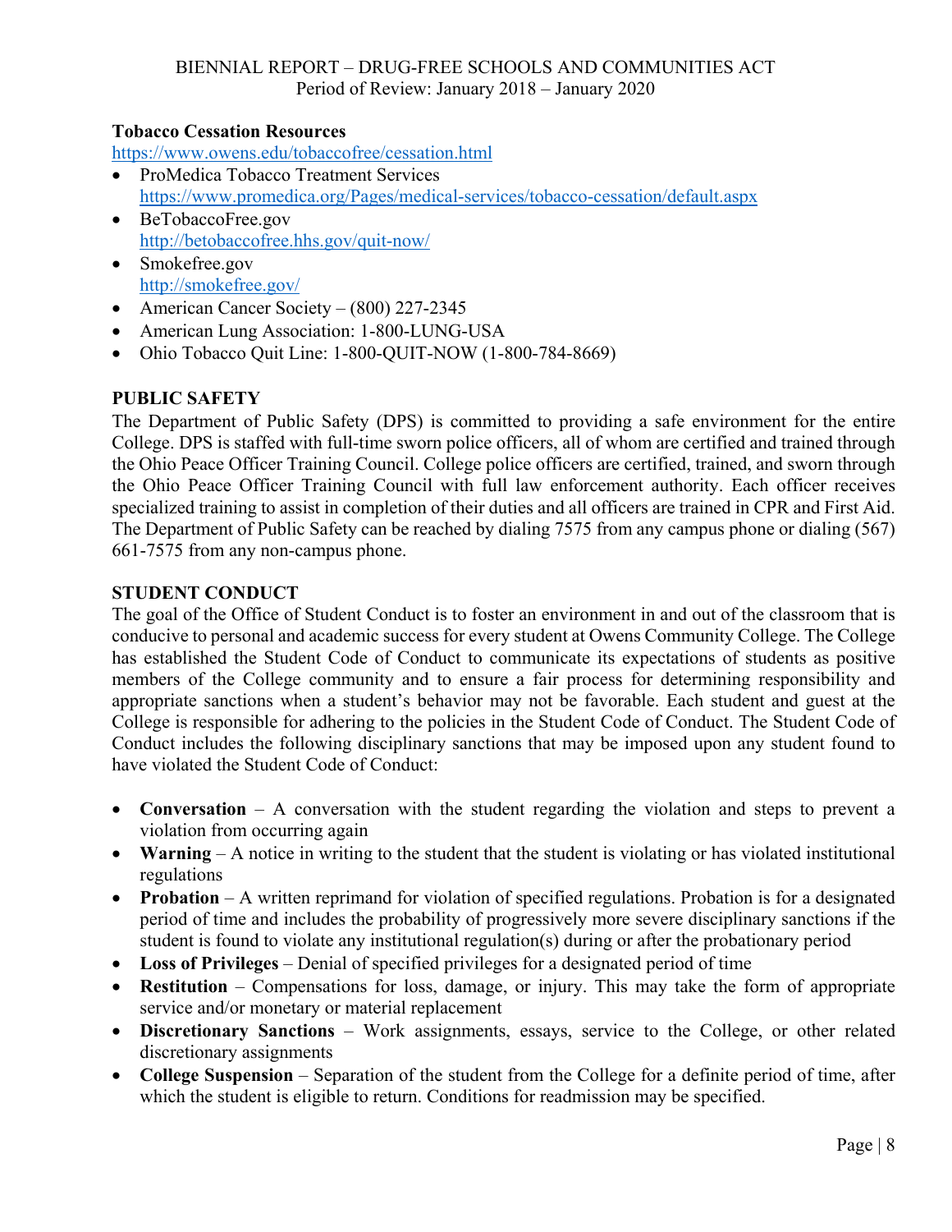**Tobacco Cessation Resources**

https://www.owens.edu/tobaccofree/cessation.html

- ProMedica Tobacco Treatment Services
  https://www.promedica.org/Pages/medical-services/tobacco-cessation/default.aspx
- BeTobaccoFree.gov
  http://betobaccofree.hhs.gov/quit-now/
- Smokefree.gov
  http://smokefree.gov/
- American Cancer Society – (800) 227-2345
- American Lung Association: 1-800-LUNG-USA
- Ohio Tobacco Quit Line: 1-800-QUIT-NOW (1-800-784-8669)

**PUBLIC SAFETY**

The Department of Public Safety (DPS) is committed to providing a safe environment for the entire College. DPS is staffed with full-time sworn police officers, all of whom are certified and trained through the Ohio Peace Officer Training Council. College police officers are certified, trained, and sworn through the Ohio Peace Officer Training Council with full law enforcement authority. Each officer receives specialized training to assist in completion of their duties and all officers are trained in CPR and First Aid. The Department of Public Safety can be reached by dialing 7575 from any campus phone or dialing (567) 661-7575 from any non-campus phone.

**STUDENT CONDUCT**

The goal of the Office of Student Conduct is to foster an environment in and out of the classroom that is conducive to personal and academic success for every student at Owens Community College. The College has established the Student Code of Conduct to communicate its expectations of students as positive members of the College community and to ensure a fair process for determining responsibility and appropriate sanctions when a student's behavior may not be favorable. Each student and guest at the College is responsible for adhering to the policies in the Student Code of Conduct. The Student Code of Conduct includes the following disciplinary sanctions that may be imposed upon any student found to have violated the Student Code of Conduct:

- **Conversation** – A conversation with the student regarding the violation and steps to prevent a violation from occurring again
- **Warning** – A notice in writing to the student that the student is violating or has violated institutional regulations
- **Probation** – A written reprimand for violation of specified regulations. Probation is for a designated period of time and includes the probability of progressively more severe disciplinary sanctions if the student is found to violate any institutional regulation(s) during or after the probationary period
- **Loss of Privileges** – Denial of specified privileges for a designated period of time
- **Restitution** – Compensations for loss, damage, or injury. This may take the form of appropriate service and/or monetary or material replacement
- **Discretionary Sanctions** – Work assignments, essays, service to the College, or other related discretionary assignments
- **College Suspension** – Separation of the student from the College for a definite period of time, after which the student is eligible to return. Conditions for readmission may be specified.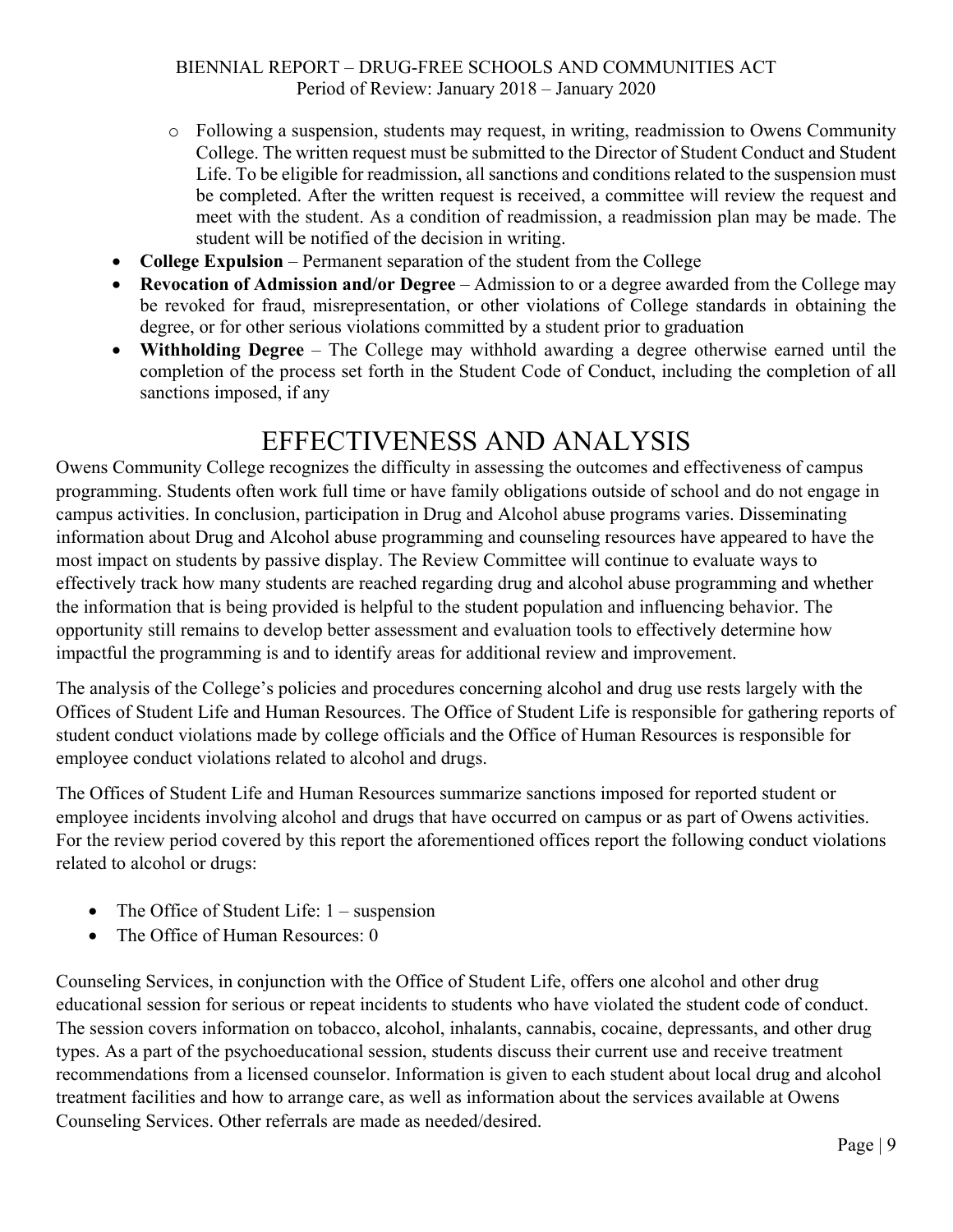- Following a suspension, students may request, in writing, readmission to Owens Community College. The written request must be submitted to the Director of Student Conduct and Student Life. To be eligible for readmission, all sanctions and conditions related to the suspension must be completed. After the written request is received, a committee will review the request and meet with the student. As a condition of readmission, a readmission plan may be made. The student will be notified of the decision in writing.
- **College Expulsion** – Permanent separation of the student from the College
- **Revocation of Admission and/or Degree** – Admission to or a degree awarded from the College may be revoked for fraud, misrepresentation, or other violations of College standards in obtaining the degree, or for other serious violations committed by a student prior to graduation
- **Withholding Degree** – The College may withhold awarding a degree otherwise earned until the completion of the process set forth in the Student Code of Conduct, including the completion of all sanctions imposed, if any

# EFFECTIVENESS AND ANALYSIS

Owens Community College recognizes the difficulty in assessing the outcomes and effectiveness of campus programming. Students often work full time or have family obligations outside of school and do not engage in campus activities. In conclusion, participation in Drug and Alcohol abuse programs varies. Disseminating information about Drug and Alcohol abuse programming and counseling resources have appeared to have the most impact on students by passive display. The Review Committee will continue to evaluate ways to effectively track how many students are reached regarding drug and alcohol abuse programming and whether the information that is being provided is helpful to the student population and influencing behavior. The opportunity still remains to develop better assessment and evaluation tools to effectively determine how impactful the programming is and to identify areas for additional review and improvement.

The analysis of the College's policies and procedures concerning alcohol and drug use rests largely with the Offices of Student Life and Human Resources. The Office of Student Life is responsible for gathering reports of student conduct violations made by college officials and the Office of Human Resources is responsible for employee conduct violations related to alcohol and drugs.

The Offices of Student Life and Human Resources summarize sanctions imposed for reported student or employee incidents involving alcohol and drugs that have occurred on campus or as part of Owens activities. For the review period covered by this report the aforementioned offices report the following conduct violations related to alcohol or drugs:

- The Office of Student Life: 1 – suspension
- The Office of Human Resources: 0

Counseling Services, in conjunction with the Office of Student Life, offers one alcohol and other drug educational session for serious or repeat incidents to students who have violated the student code of conduct. The session covers information on tobacco, alcohol, inhalants, cannabis, cocaine, depressants, and other drug types. As a part of the psychoeducational session, students discuss their current use and receive treatment recommendations from a licensed counselor. Information is given to each student about local drug and alcohol treatment facilities and how to arrange care, as well as information about the services available at Owens Counseling Services. Other referrals are made as needed/desired.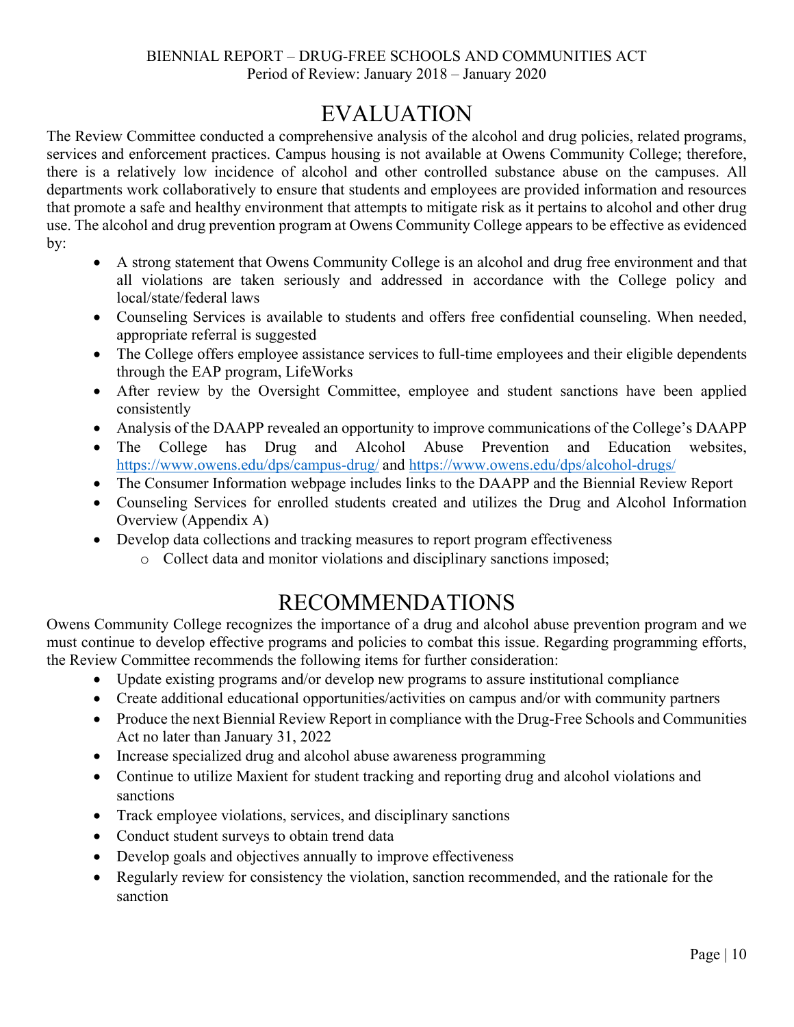# EVALUATION

The Review Committee conducted a comprehensive analysis of the alcohol and drug policies, related programs, services and enforcement practices. Campus housing is not available at Owens Community College; therefore, there is a relatively low incidence of alcohol and other controlled substance abuse on the campuses. All departments work collaboratively to ensure that students and employees are provided information and resources that promote a safe and healthy environment that attempts to mitigate risk as it pertains to alcohol and other drug use. The alcohol and drug prevention program at Owens Community College appears to be effective as evidenced by:

- A strong statement that Owens Community College is an alcohol and drug free environment and that all violations are taken seriously and addressed in accordance with the College policy and local/state/federal laws
- Counseling Services is available to students and offers free confidential counseling. When needed, appropriate referral is suggested
- The College offers employee assistance services to full-time employees and their eligible dependents through the EAP program, LifeWorks
- After review by the Oversight Committee, employee and student sanctions have been applied consistently
- Analysis of the DAAPP revealed an opportunity to improve communications of the College's DAAPP
- The College has Drug and Alcohol Abuse Prevention and Education websites, https://www.owens.edu/dps/campus-drug/ and https://www.owens.edu/dps/alcohol-drugs/
- The Consumer Information webpage includes links to the DAAPP and the Biennial Review Report
- Counseling Services for enrolled students created and utilizes the Drug and Alcohol Information Overview (Appendix A)
- Develop data collections and tracking measures to report program effectiveness
  - Collect data and monitor violations and disciplinary sanctions imposed;

# RECOMMENDATIONS

Owens Community College recognizes the importance of a drug and alcohol abuse prevention program and we must continue to develop effective programs and policies to combat this issue. Regarding programming efforts, the Review Committee recommends the following items for further consideration:

- Update existing programs and/or develop new programs to assure institutional compliance
- Create additional educational opportunities/activities on campus and/or with community partners
- Produce the next Biennial Review Report in compliance with the Drug-Free Schools and Communities Act no later than January 31, 2022
- Increase specialized drug and alcohol abuse awareness programming
- Continue to utilize Maxient for student tracking and reporting drug and alcohol violations and sanctions
- Track employee violations, services, and disciplinary sanctions
- Conduct student surveys to obtain trend data
- Develop goals and objectives annually to improve effectiveness
- Regularly review for consistency the violation, sanction recommended, and the rationale for the sanction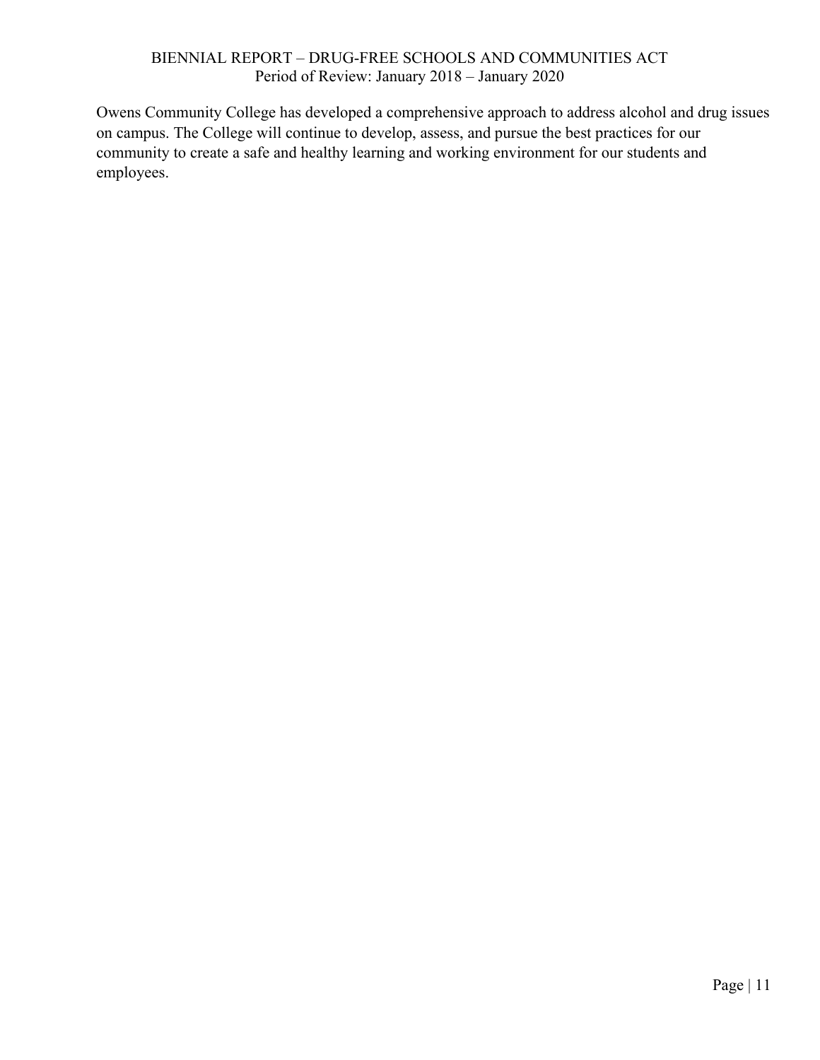Owens Community College has developed a comprehensive approach to address alcohol and drug issues on campus. The College will continue to develop, assess, and pursue the best practices for our community to create a safe and healthy learning and working environment for our students and employees.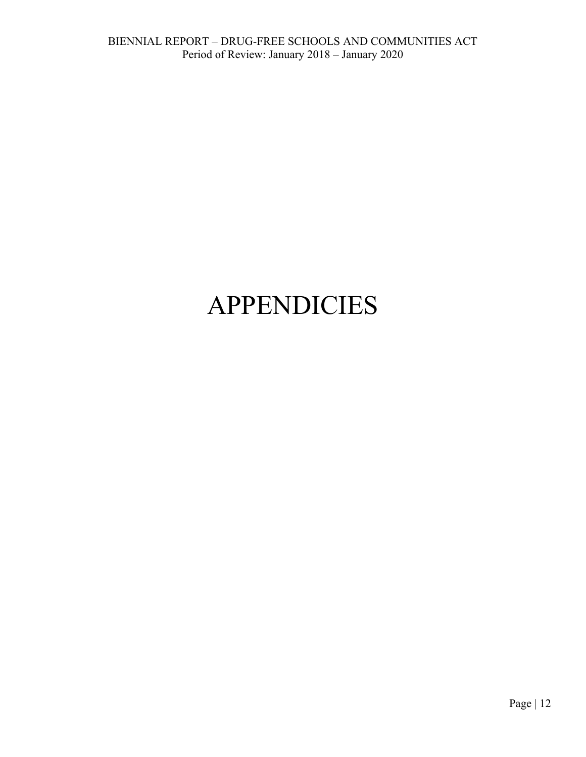# APPENDICIES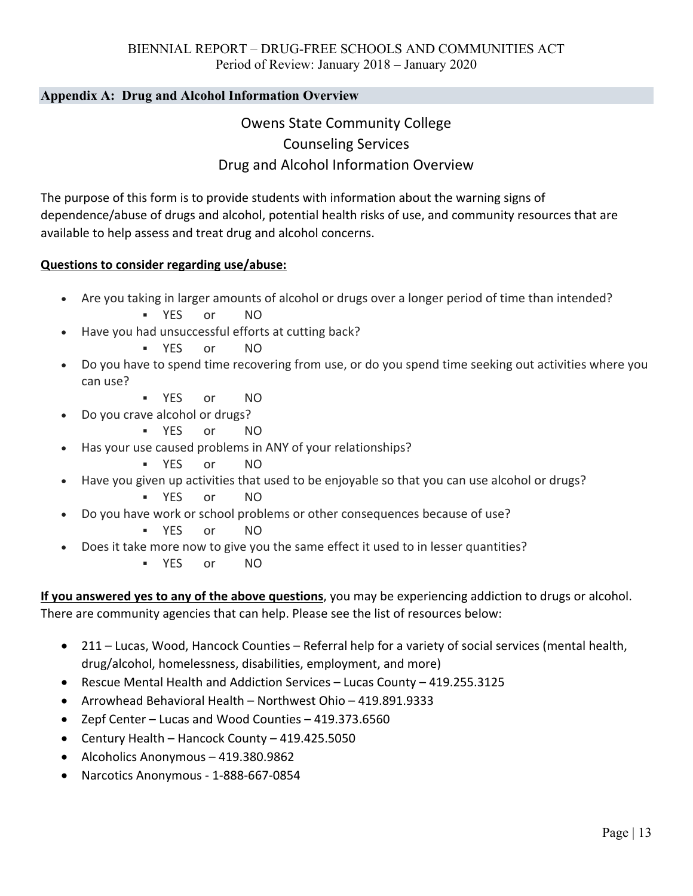## Appendix A: Drug and Alcohol Information Overview

# Owens State Community College
# Counseling Services
# Drug and Alcohol Information Overview

The purpose of this form is to provide students with information about the warning signs of dependence/abuse of drugs and alcohol, potential health risks of use, and community resources that are available to help assess and treat drug and alcohol concerns.

**Questions to consider regarding use/abuse:**

- Are you taking in larger amounts of alcohol or drugs over a longer period of time than intended?
  - YES or NO
- Have you had unsuccessful efforts at cutting back?
  - YES or NO
- Do you have to spend time recovering from use, or do you spend time seeking out activities where you can use?
  - YES or NO
- Do you crave alcohol or drugs?
  - YES or NO
- Has your use caused problems in ANY of your relationships?
  - YES or NO
- Have you given up activities that used to be enjoyable so that you can use alcohol or drugs?
  - YES or NO
- Do you have work or school problems or other consequences because of use?
  - YES or NO
- Does it take more now to give you the same effect it used to in lesser quantities?
  - YES or NO

**If you answered yes to any of the above questions**, you may be experiencing addiction to drugs or alcohol. There are community agencies that can help. Please see the list of resources below:

- 211 – Lucas, Wood, Hancock Counties – Referral help for a variety of social services (mental health, drug/alcohol, homelessness, disabilities, employment, and more)
- Rescue Mental Health and Addiction Services – Lucas County – 419.255.3125
- Arrowhead Behavioral Health – Northwest Ohio – 419.891.9333
- Zepf Center – Lucas and Wood Counties – 419.373.6560
- Century Health – Hancock County – 419.425.5050
- Alcoholics Anonymous – 419.380.9862
- Narcotics Anonymous - 1-888-667-0854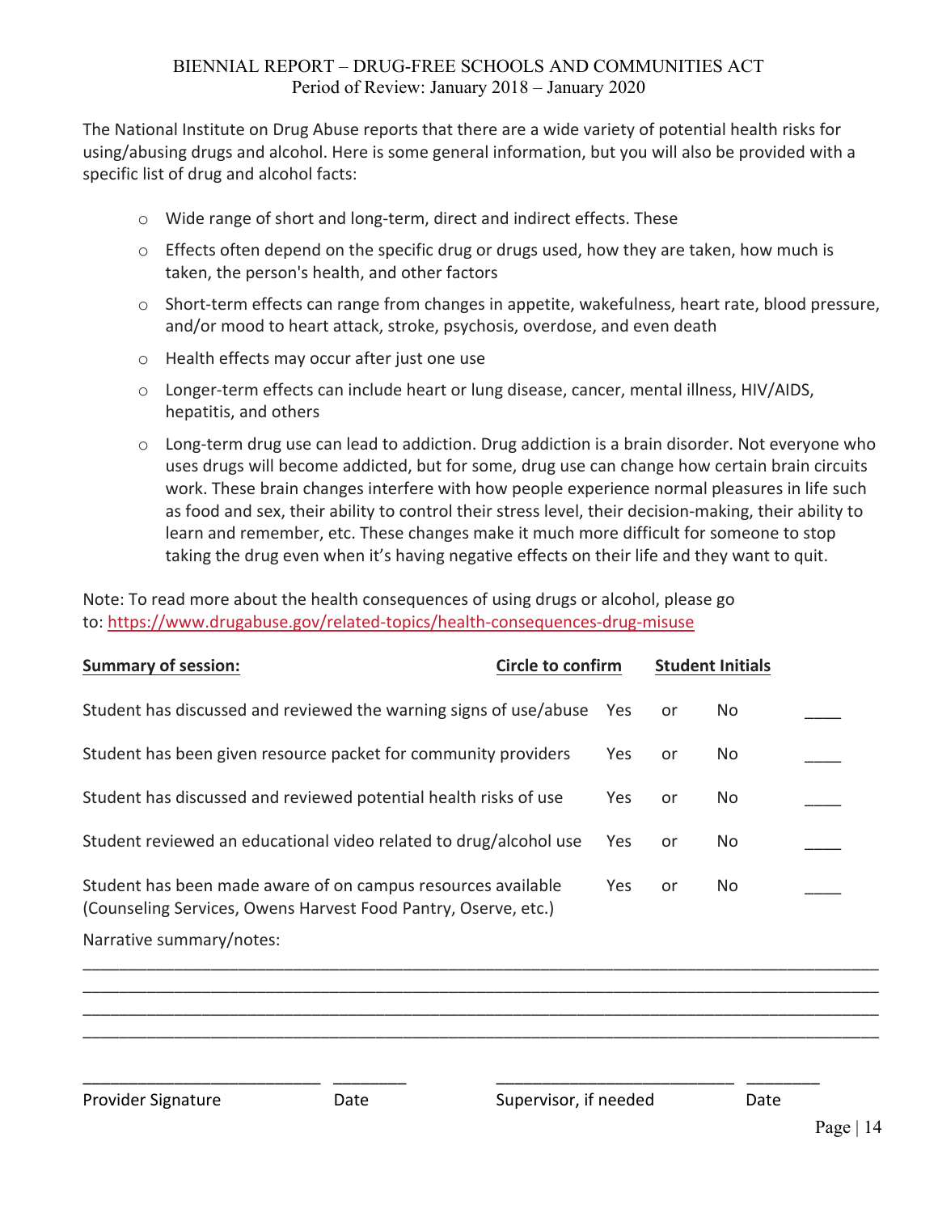BIENNIAL REPORT – DRUG-FREE SCHOOLS AND COMMUNITIES ACT
Period of Review: January 2018 – January 2020

The National Institute on Drug Abuse reports that there are a wide variety of potential health risks for using/abusing drugs and alcohol. Here is some general information, but you will also be provided with a specific list of drug and alcohol facts:

- Wide range of short and long-term, direct and indirect effects. These
- Effects often depend on the specific drug or drugs used, how they are taken, how much is taken, the person's health, and other factors
- Short-term effects can range from changes in appetite, wakefulness, heart rate, blood pressure, and/or mood to heart attack, stroke, psychosis, overdose, and even death
- Health effects may occur after just one use
- Longer-term effects can include heart or lung disease, cancer, mental illness, HIV/AIDS, hepatitis, and others
- Long-term drug use can lead to addiction. Drug addiction is a brain disorder. Not everyone who uses drugs will become addicted, but for some, drug use can change how certain brain circuits work. These brain changes interfere with how people experience normal pleasures in life such as food and sex, their ability to control their stress level, their decision-making, their ability to learn and remember, etc. These changes make it much more difficult for someone to stop taking the drug even when it's having negative effects on their life and they want to quit.

Note: To read more about the health consequences of using drugs or alcohol, please go to: https://www.drugabuse.gov/related-topics/health-consequences-drug-misuse

| Summary of session: | Circle to confirm | Student Initials |
|---|---|---|
| Student has discussed and reviewed the warning signs of use/abuse | Yes or No | ____ |
| Student has been given resource packet for community providers | Yes or No | ____ |
| Student has discussed and reviewed potential health risks of use | Yes or No | ____ |
| Student reviewed an educational video related to drug/alcohol use | Yes or No | ____ |
| Student has been made aware of on campus resources available (Counseling Services, Owens Harvest Food Pantry, Oserve, etc.) | Yes or No | ____ |

Narrative summary/notes:

______________________________________________________________________________
______________________________________________________________________________
______________________________________________________________________________
______________________________________________________________________________

__________________________ ________ __________________________ ________
Provider Signature Date Supervisor, if needed Date